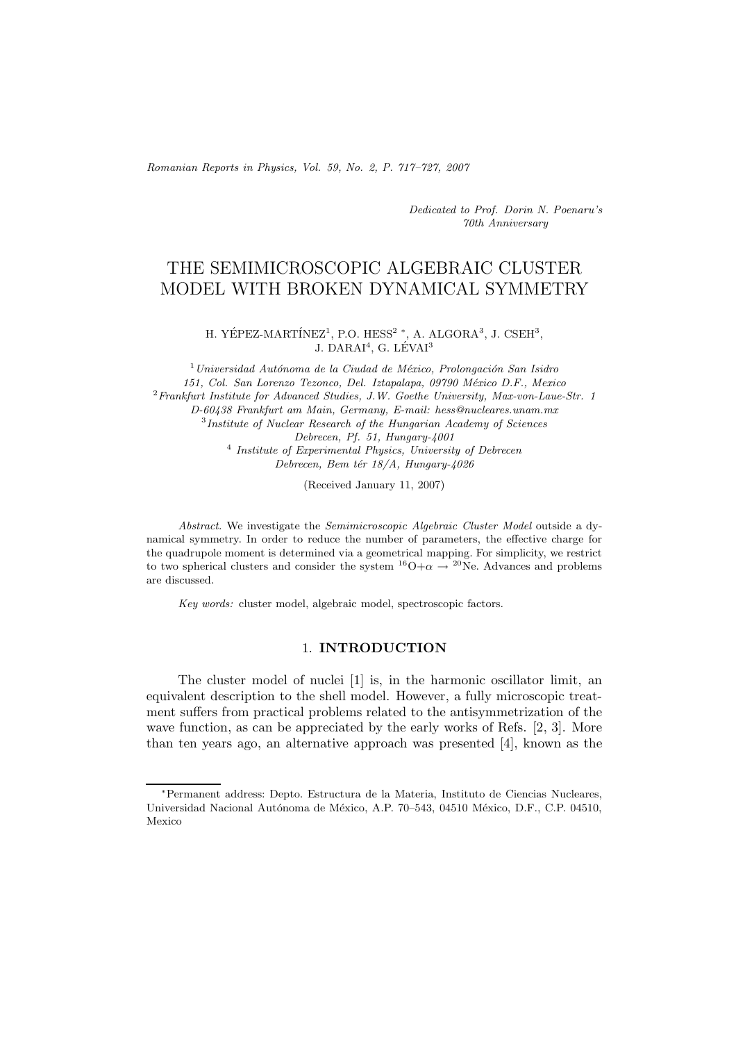*Dedicated to Prof. Dorin N. Poenaru's 70th Anniversary*

# THE SEMIMICROSCOPIC ALGEBRAIC CLUSTER MODEL WITH BROKEN DYNAMICAL SYMMETRY

H. YÉPEZ-MARTÍNEZ[1], P.O. HESS[2 *], A. ALGORA[3], J. CSEH[3], J. DARAI[4], G. LÉVAI[3]

[1] *Universidad Autónoma de la Ciudad de México, Prolongación San Isidro 151, Col. San Lorenzo Tezonco, Del. Iztapalapa, 09790 México D.F., Mexico*
[2] *Frankfurt Institute for Advanced Studies, J.W. Goethe University, Max-von-Laue-Str. 1 D-60438 Frankfurt am Main, Germany, E-mail: hess@nucleares.unam.mx*
[3] *Institute of Nuclear Research of the Hungarian Academy of Sciences Debrecen, Pf. 51, Hungary-4001*
[4] *Institute of Experimental Physics, University of Debrecen Debrecen, Bem tér 18/A, Hungary-4026*

(Received January 11, 2007)

*Abstract.* We investigate the *Semimicroscopic Algebraic Cluster Model* outside a dynamical symmetry. In order to reduce the number of parameters, the effective charge for the quadrupole moment is determined via a geometrical mapping. For simplicity, we restrict to two spherical clusters and consider the system $^{16}O+\alpha \rightarrow {}^{20}Ne$. Advances and problems are discussed.

*Key words:* cluster model, algebraic model, spectroscopic factors.

## 1. INTRODUCTION

The cluster model of nuclei [1] is, in the harmonic oscillator limit, an equivalent description to the shell model. However, a fully microscopic treatment suffers from practical problems related to the antisymmetrization of the wave function, as can be appreciated by the early works of Refs. [2, 3]. More than ten years ago, an alternative approach was presented [4], known as the

---

*Permanent address: Depto. Estructura de la Materia, Instituto de Ciencias Nucleares, Universidad Nacional Autónoma de México, A.P. 70–543, 04510 México, D.F., C.P. 04510, Mexico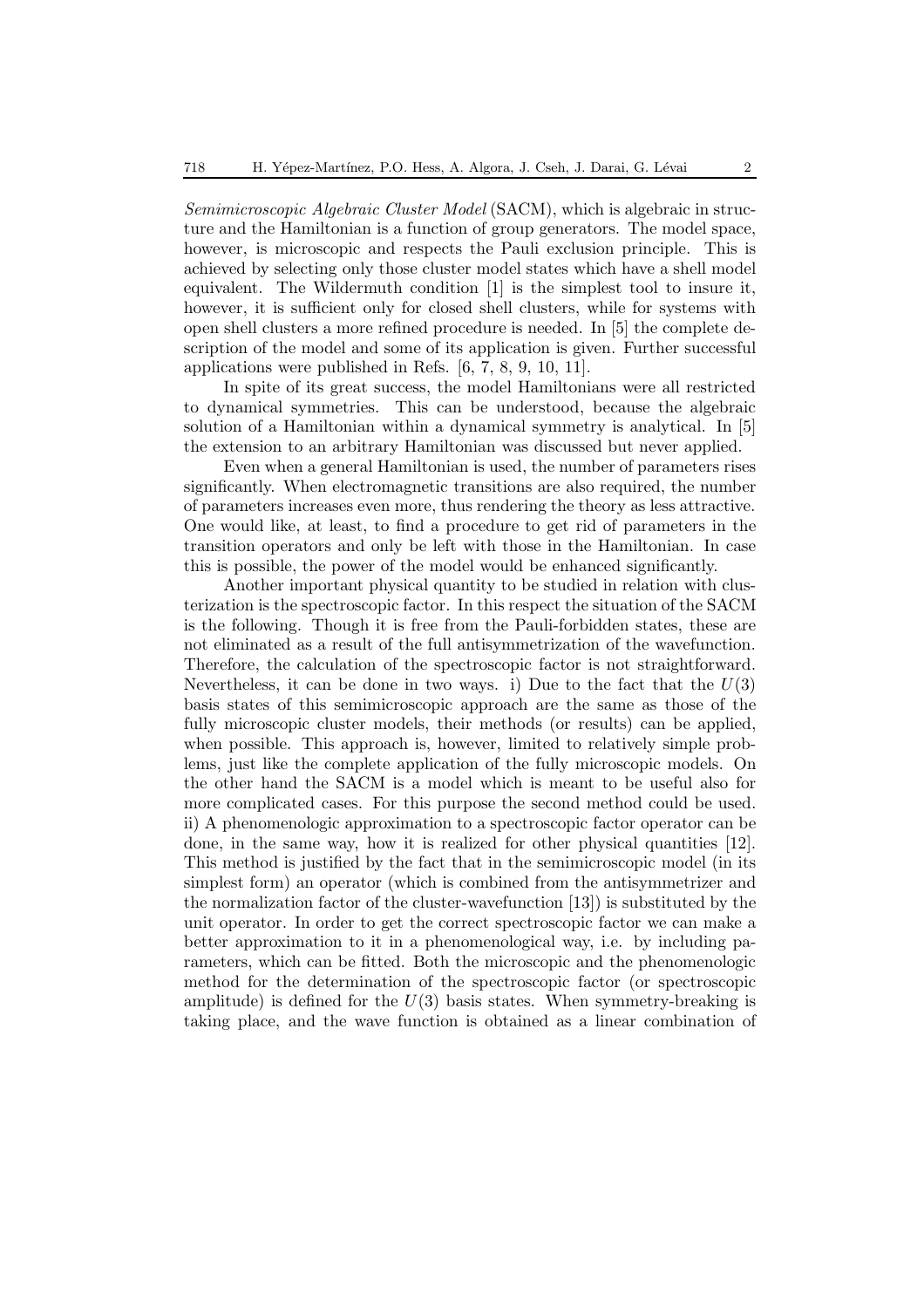*Semimicroscopic Algebraic Cluster Model* (SACM), which is algebraic in structure and the Hamiltonian is a function of group generators. The model space, however, is microscopic and respects the Pauli exclusion principle. This is achieved by selecting only those cluster model states which have a shell model equivalent. The Wildermuth condition [1] is the simplest tool to insure it, however, it is sufficient only for closed shell clusters, while for systems with open shell clusters a more refined procedure is needed. In [5] the complete description of the model and some of its application is given. Further successful applications were published in Refs. [6, 7, 8, 9, 10, 11].

In spite of its great success, the model Hamiltonians were all restricted to dynamical symmetries. This can be understood, because the algebraic solution of a Hamiltonian within a dynamical symmetry is analytical. In [5] the extension to an arbitrary Hamiltonian was discussed but never applied.

Even when a general Hamiltonian is used, the number of parameters rises significantly. When electromagnetic transitions are also required, the number of parameters increases even more, thus rendering the theory as less attractive. One would like, at least, to find a procedure to get rid of parameters in the transition operators and only be left with those in the Hamiltonian. In case this is possible, the power of the model would be enhanced significantly.

Another important physical quantity to be studied in relation with clusterization is the spectroscopic factor. In this respect the situation of the SACM is the following. Though it is free from the Pauli-forbidden states, these are not eliminated as a result of the full antisymmetrization of the wavefunction. Therefore, the calculation of the spectroscopic factor is not straightforward. Nevertheless, it can be done in two ways. i) Due to the fact that the $U(3)$ basis states of this semimicroscopic approach are the same as those of the fully microscopic cluster models, their methods (or results) can be applied, when possible. This approach is, however, limited to relatively simple problems, just like the complete application of the fully microscopic models. On the other hand the SACM is a model which is meant to be useful also for more complicated cases. For this purpose the second method could be used. ii) A phenomenologic approximation to a spectroscopic factor operator can be done, in the same way, how it is realized for other physical quantities [12]. This method is justified by the fact that in the semimicroscopic model (in its simplest form) an operator (which is combined from the antisymmetrizer and the normalization factor of the cluster-wavefunction [13]) is substituted by the unit operator. In order to get the correct spectroscopic factor we can make a better approximation to it in a phenomenological way, i.e. by including parameters, which can be fitted. Both the microscopic and the phenomenologic method for the determination of the spectroscopic factor (or spectroscopic amplitude) is defined for the $U(3)$ basis states. When symmetry-breaking is taking place, and the wave function is obtained as a linear combination of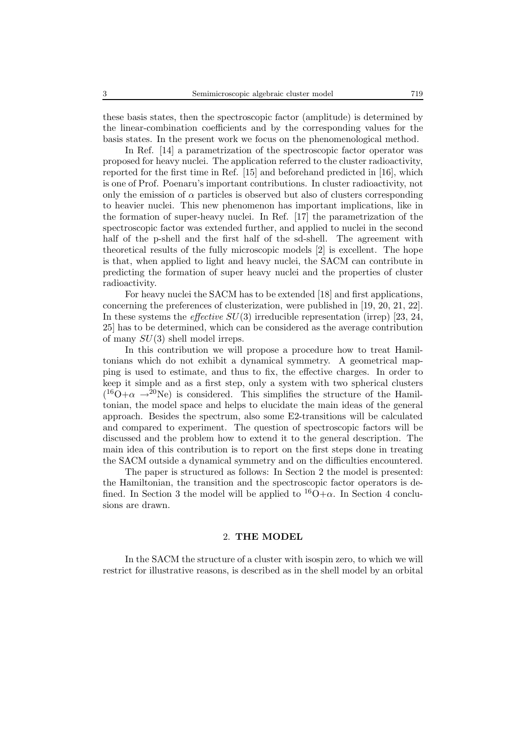these basis states, then the spectroscopic factor (amplitude) is determined by the linear-combination coefficients and by the corresponding values for the basis states. In the present work we focus on the phenomenological method.

In Ref. [14] a parametrization of the spectroscopic factor operator was proposed for heavy nuclei. The application referred to the cluster radioactivity, reported for the first time in Ref. [15] and beforehand predicted in [16], which is one of Prof. Poenaru's important contributions. In cluster radioactivity, not only the emission of $\alpha$ particles is observed but also of clusters corresponding to heavier nuclei. This new phenomenon has important implications, like in the formation of super-heavy nuclei. In Ref. [17] the parametrization of the spectroscopic factor was extended further, and applied to nuclei in the second half of the p-shell and the first half of the sd-shell. The agreement with theoretical results of the fully microscopic models [2] is excellent. The hope is that, when applied to light and heavy nuclei, the SACM can contribute in predicting the formation of super heavy nuclei and the properties of cluster radioactivity.

For heavy nuclei the SACM has to be extended [18] and first applications, concerning the preferences of clusterization, were published in [19, 20, 21, 22]. In these systems the *effective* $SU(3)$ irreducible representation (irrep) [23, 24, 25] has to be determined, which can be considered as the average contribution of many $SU(3)$ shell model irreps.

In this contribution we will propose a procedure how to treat Hamiltonians which do not exhibit a dynamical symmetry. A geometrical mapping is used to estimate, and thus to fix, the effective charges. In order to keep it simple and as a first step, only a system with two spherical clusters ($^{16}$O+$\alpha$ $\rightarrow$$^{20}$Ne) is considered. This simplifies the structure of the Hamiltonian, the model space and helps to elucidate the main ideas of the general approach. Besides the spectrum, also some E2-transitions will be calculated and compared to experiment. The question of spectroscopic factors will be discussed and the problem how to extend it to the general description. The main idea of this contribution is to report on the first steps done in treating the SACM outside a dynamical symmetry and on the difficulties encountered.

The paper is structured as follows: In Section 2 the model is presented: the Hamiltonian, the transition and the spectroscopic factor operators is defined. In Section 3 the model will be applied to $^{16}$O+$\alpha$. In Section 4 conclusions are drawn.

## 2. THE MODEL

In the SACM the structure of a cluster with isospin zero, to which we will restrict for illustrative reasons, is described as in the shell model by an orbital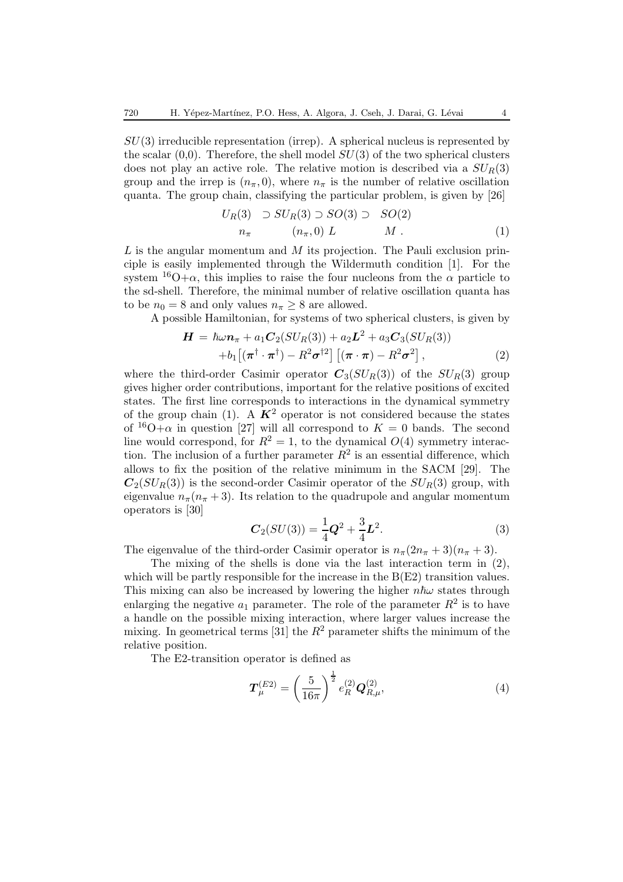$SU(3)$ irreducible representation (irrep). A spherical nucleus is represented by the scalar (0,0). Therefore, the shell model $SU(3)$ of the two spherical clusters does not play an active role. The relative motion is described via a $SU_R(3)$ group and the irrep is $(n_\pi, 0)$, where $n_\pi$ is the number of relative oscillation quanta. The group chain, classifying the particular problem, is given by [26]

$$
\begin{array}{cccc}
U_R(3) & \supset SU_R(3) \supset SO(3) \supset & SO(2) \\
n_\pi & (n_\pi, 0) \; L & M \; .
\end{array}
\tag{1}
$$

$L$ is the angular momentum and $M$ its projection. The Pauli exclusion principle is easily implemented through the Wildermuth condition [1]. For the system $^{16}\mathrm{O}+\alpha$, this implies to raise the four nucleons from the $\alpha$ particle to the sd-shell. Therefore, the minimal number of relative oscillation quanta has to be $n_0 = 8$ and only values $n_\pi \geq 8$ are allowed.

A possible Hamiltonian, for systems of two spherical clusters, is given by

$$
\begin{aligned}
\boldsymbol{H} \, = \, & \hbar\omega \boldsymbol{n}_\pi + a_1 \boldsymbol{C}_2(SU_R(3)) + a_2 \boldsymbol{L}^2 + a_3 \boldsymbol{C}_3(SU_R(3)) \\
& + b_1 \left[ (\boldsymbol{\pi}^\dagger \cdot \boldsymbol{\pi}^\dagger) - R^2 \boldsymbol{\sigma}^{\dagger 2} \right] \left[ (\boldsymbol{\pi} \cdot \boldsymbol{\pi}) - R^2 \boldsymbol{\sigma}^2 \right] ,
\end{aligned}
\tag{2}
$$

where the third-order Casimir operator $\boldsymbol{C}_3(SU_R(3))$ of the $SU_R(3)$ group gives higher order contributions, important for the relative positions of excited states. The first line corresponds to interactions in the dynamical symmetry of the group chain (1). A $\boldsymbol{K}^2$ operator is not considered because the states of $^{16}\mathrm{O}+\alpha$ in question [27] will all correspond to $K = 0$ bands. The second line would correspond, for $R^2 = 1$, to the dynamical $O(4)$ symmetry interaction. The inclusion of a further parameter $R^2$ is an essential difference, which allows to fix the position of the relative minimum in the SACM [29]. The $\boldsymbol{C}_2(SU_R(3))$ is the second-order Casimir operator of the $SU_R(3)$ group, with eigenvalue $n_\pi(n_\pi + 3)$. Its relation to the quadrupole and angular momentum operators is [30]

$$
\boldsymbol{C}_2(SU(3)) = \frac{1}{4}\boldsymbol{Q}^2 + \frac{3}{4}\boldsymbol{L}^2.
\tag{3}
$$

The eigenvalue of the third-order Casimir operator is $n_\pi(2n_\pi + 3)(n_\pi + 3)$.

The mixing of the shells is done via the last interaction term in (2), which will be partly responsible for the increase in the B(E2) transition values. This mixing can also be increased by lowering the higher $n\hbar\omega$ states through enlarging the negative $a_1$ parameter. The role of the parameter $R^2$ is to have a handle on the possible mixing interaction, where larger values increase the mixing. In geometrical terms [31] the $R^2$ parameter shifts the minimum of the relative position.

The E2-transition operator is defined as

$$
\boldsymbol{T}^{(E2)}_\mu = \left( \frac{5}{16\pi} \right)^{\frac{1}{2}} e^{(2)}_R \boldsymbol{Q}^{(2)}_{R,\mu},
\tag{4}
$$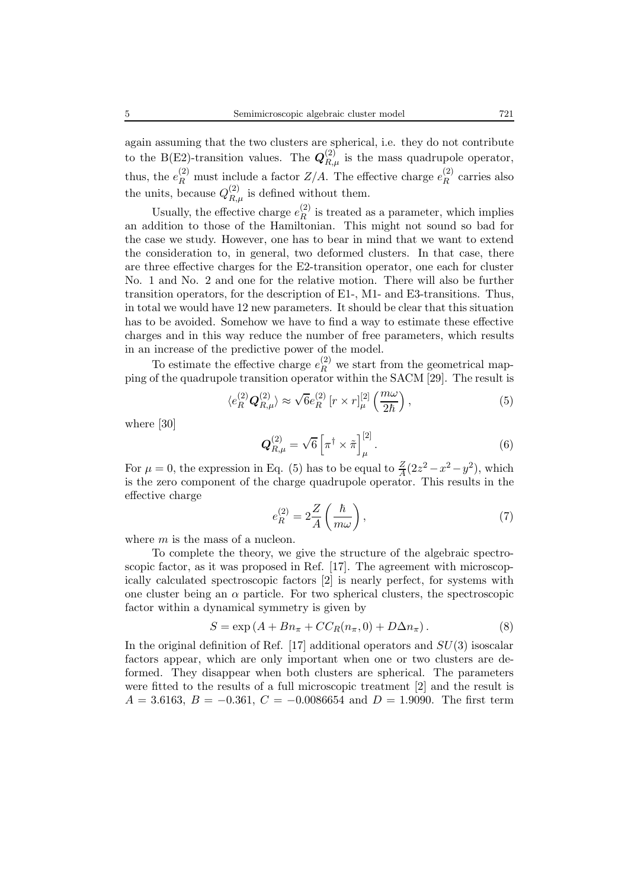again assuming that the two clusters are spherical, i.e. they do not contribute to the B(E2)-transition values. The $\boldsymbol{Q}^{(2)}_{R,\mu}$ is the mass quadrupole operator, thus, the $e^{(2)}_R$ must include a factor $Z/A$. The effective charge $e^{(2)}_R$ carries also the units, because $Q^{(2)}_{R,\mu}$ is defined without them.

Usually, the effective charge $e^{(2)}_R$ is treated as a parameter, which implies an addition to those of the Hamiltonian. This might not sound so bad for the case we study. However, one has to bear in mind that we want to extend the consideration to, in general, two deformed clusters. In that case, there are three effective charges for the E2-transition operator, one each for cluster No. 1 and No. 2 and one for the relative motion. There will also be further transition operators, for the description of E1-, M1- and E3-transitions. Thus, in total we would have 12 new parameters. It should be clear that this situation has to be avoided. Somehow we have to find a way to estimate these effective charges and in this way reduce the number of free parameters, which results in an increase of the predictive power of the model.

To estimate the effective charge $e^{(2)}_R$ we start from the geometrical mapping of the quadrupole transition operator within the SACM [29]. The result is

$$\langle e^{(2)}_R \boldsymbol{Q}^{(2)}_{R,\mu} \rangle \approx \sqrt{6} e^{(2)}_R \left[ r \times r \right]^{[2]}_\mu \left( \frac{m\omega}{2\hbar} \right) , \tag{5}$$

where [30]

$$\boldsymbol{Q}^{(2)}_{R,\mu} = \sqrt{6} \left[ \pi^\dagger \times \tilde{\pi} \right]^{[2]}_\mu . \tag{6}$$

For $\mu = 0$, the expression in Eq. (5) has to be equal to $\frac{Z}{A}(2z^2 - x^2 - y^2)$, which is the zero component of the charge quadrupole operator. This results in the effective charge

$$e^{(2)}_R = 2 \frac{Z}{A} \left( \frac{\hbar}{m\omega} \right) , \tag{7}$$

where $m$ is the mass of a nucleon.

To complete the theory, we give the structure of the algebraic spectroscopic factor, as it was proposed in Ref. [17]. The agreement with microscopically calculated spectroscopic factors [2] is nearly perfect, for systems with one cluster being an $\alpha$ particle. For two spherical clusters, the spectroscopic factor within a dynamical symmetry is given by

$$S = \exp \left( A + B n_\pi + C C_R(n_\pi, 0) + D \Delta n_\pi \right) . \tag{8}$$

In the original definition of Ref. [17] additional operators and $SU(3)$ isoscalar factors appear, which are only important when one or two clusters are deformed. They disappear when both clusters are spherical. The parameters were fitted to the results of a full microscopic treatment [2] and the result is $A = 3.6163$, $B = -0.361$, $C = -0.0086654$ and $D = 1.9090$. The first term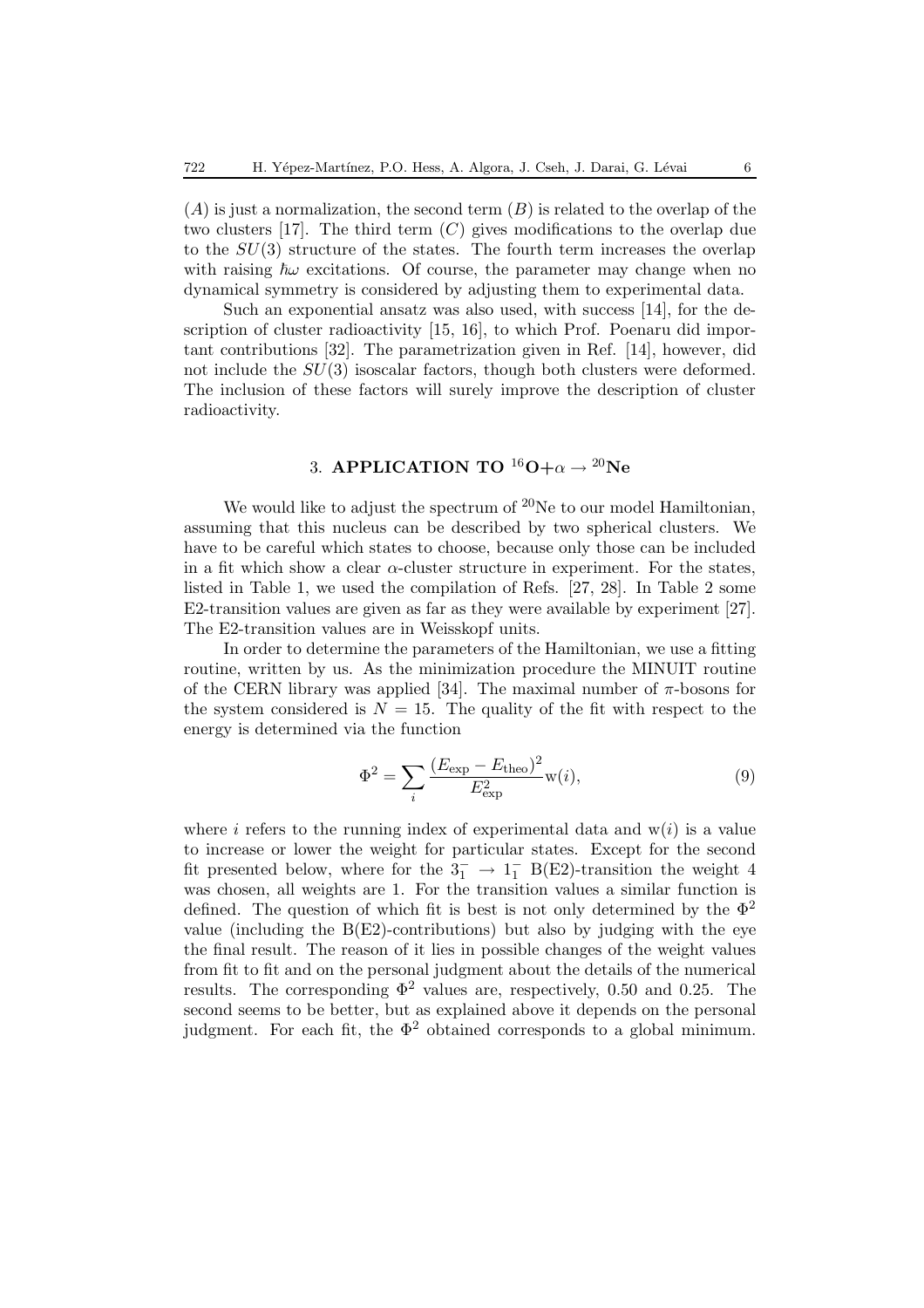($A$) is just a normalization, the second term ($B$) is related to the overlap of the two clusters [17]. The third term ($C$) gives modifications to the overlap due to the $SU(3)$ structure of the states. The fourth term increases the overlap with raising $\hbar\omega$ excitations. Of course, the parameter may change when no dynamical symmetry is considered by adjusting them to experimental data.

Such an exponential ansatz was also used, with success [14], for the description of cluster radioactivity [15, 16], to which Prof. Poenaru did important contributions [32]. The parametrization given in Ref. [14], however, did not include the $SU(3)$ isoscalar factors, though both clusters were deformed. The inclusion of these factors will surely improve the description of cluster radioactivity.

## 3. APPLICATION TO $^{16}$O+$\alpha \rightarrow$ $^{20}$Ne

We would like to adjust the spectrum of $^{20}$Ne to our model Hamiltonian, assuming that this nucleus can be described by two spherical clusters. We have to be careful which states to choose, because only those can be included in a fit which show a clear $\alpha$-cluster structure in experiment. For the states, listed in Table 1, we used the compilation of Refs. [27, 28]. In Table 2 some E2-transition values are given as far as they were available by experiment [27]. The E2-transition values are in Weisskopf units.

In order to determine the parameters of the Hamiltonian, we use a fitting routine, written by us. As the minimization procedure the MINUIT routine of the CERN library was applied [34]. The maximal number of $\pi$-bosons for the system considered is $N = 15$. The quality of the fit with respect to the energy is determined via the function

$$\Phi^2 = \sum_i \frac{(E_{\rm exp} - E_{\rm theo})^2}{E_{\rm exp}^2} {\rm w}(i), \tag{9}$$

where $i$ refers to the running index of experimental data and ${\rm w}(i)$ is a value to increase or lower the weight for particular states. Except for the second fit presented below, where for the $3_1^- \rightarrow 1_1^-$ B(E2)-transition the weight 4 was chosen, all weights are 1. For the transition values a similar function is defined. The question of which fit is best is not only determined by the $\Phi^2$ value (including the B(E2)-contributions) but also by judging with the eye the final result. The reason of it lies in possible changes of the weight values from fit to fit and on the personal judgment about the details of the numerical results. The corresponding $\Phi^2$ values are, respectively, 0.50 and 0.25. The second seems to be better, but as explained above it depends on the personal judgment. For each fit, the $\Phi^2$ obtained corresponds to a global minimum.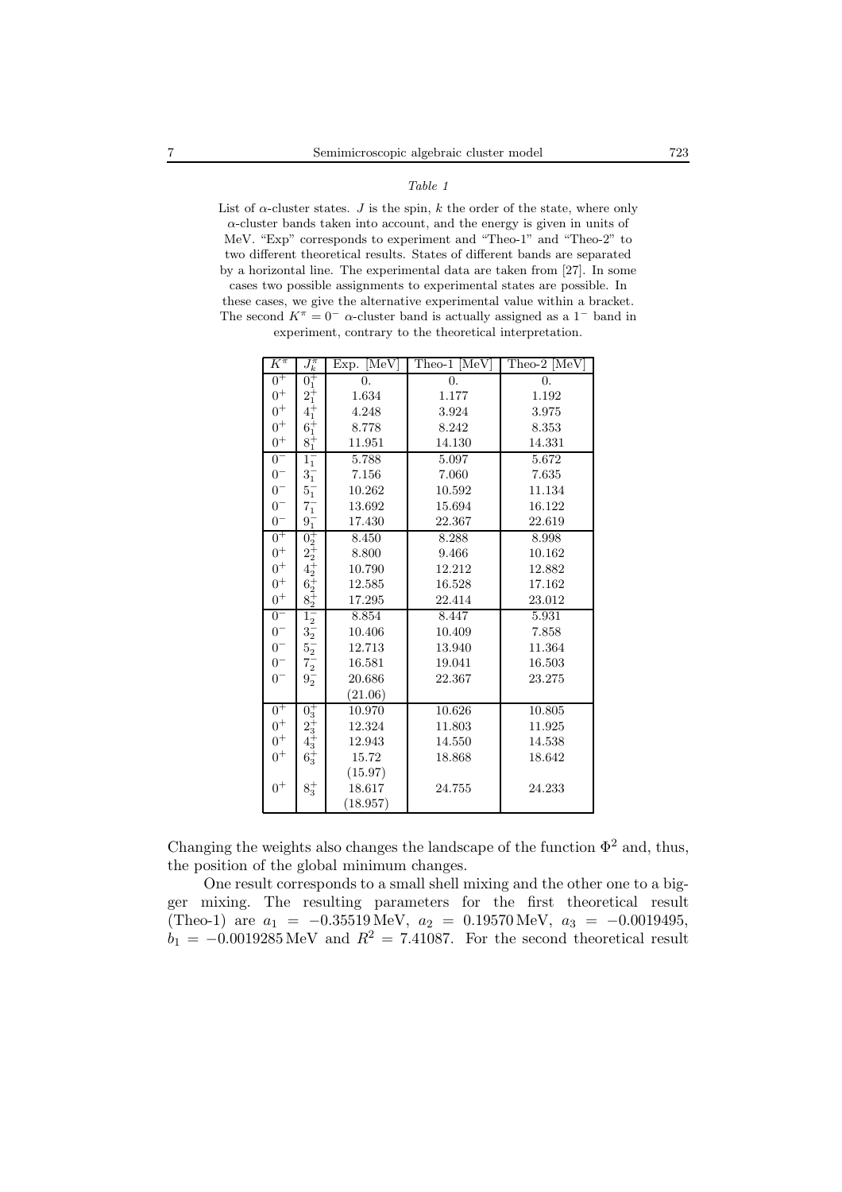*Table 1*

List of α-cluster states. $J$ is the spin, $k$ the order of the state, where only α-cluster bands taken into account, and the energy is given in units of MeV. "Exp" corresponds to experiment and "Theo-1" and "Theo-2" to two different theoretical results. States of different bands are separated by a horizontal line. The experimental data are taken from [27]. In some cases two possible assignments to experimental states are possible. In these cases, we give the alternative experimental value within a bracket. The second $K^\pi = 0^-$ α-cluster band is actually assigned as a $1^-$ band in experiment, contrary to the theoretical interpretation.

| $K^\pi$ | $J^\pi_k$ | Exp. [MeV] | Theo-1 [MeV] | Theo-2 [MeV] |
|---|---|---|---|---|
| $0^+$ | $0^+_1$ | 0. | 0. | 0. |
| $0^+$ | $2^+_1$ | 1.634 | 1.177 | 1.192 |
| $0^+$ | $4^+_1$ | 4.248 | 3.924 | 3.975 |
| $0^+$ | $6^+_1$ | 8.778 | 8.242 | 8.353 |
| $0^+$ | $8^+_1$ | 11.951 | 14.130 | 14.331 |
| $0^-$ | $1^-_1$ | 5.788 | 5.097 | 5.672 |
| $0^-$ | $3^-_1$ | 7.156 | 7.060 | 7.635 |
| $0^-$ | $5^-_1$ | 10.262 | 10.592 | 11.134 |
| $0^-$ | $7^-_1$ | 13.692 | 15.694 | 16.122 |
| $0^-$ | $9^-_1$ | 17.430 | 22.367 | 22.619 |
| $0^+$ | $0^+_2$ | 8.450 | 8.288 | 8.998 |
| $0^+$ | $2^+_2$ | 8.800 | 9.466 | 10.162 |
| $0^+$ | $4^+_2$ | 10.790 | 12.212 | 12.882 |
| $0^+$ | $6^+_2$ | 12.585 | 16.528 | 17.162 |
| $0^+$ | $8^+_2$ | 17.295 | 22.414 | 23.012 |
| $0^-$ | $1^-_2$ | 8.854 | 8.447 | 5.931 |
| $0^-$ | $3^-_2$ | 10.406 | 10.409 | 7.858 |
| $0^-$ | $5^-_2$ | 12.713 | 13.940 | 11.364 |
| $0^-$ | $7^-_2$ | 16.581 | 19.041 | 16.503 |
| $0^-$ | $9^-_2$ | 20.686 (21.06) | 22.367 | 23.275 |
| $0^+$ | $0^+_3$ | 10.970 | 10.626 | 10.805 |
| $0^+$ | $2^+_3$ | 12.324 | 11.803 | 11.925 |
| $0^+$ | $4^+_3$ | 12.943 | 14.550 | 14.538 |
| $0^+$ | $6^+_3$ | 15.72 (15.97) | 18.868 | 18.642 |
| $0^+$ | $8^+_3$ | 18.617 (18.957) | 24.755 | 24.233 |

Changing the weights also changes the landscape of the function $\Phi^2$ and, thus, the position of the global minimum changes.

One result corresponds to a small shell mixing and the other one to a bigger mixing. The resulting parameters for the first theoretical result (Theo-1) are $a_1 = -0.35519\,\text{MeV}$, $a_2 = 0.19570\,\text{MeV}$, $a_3 = -0.0019495$, $b_1 = -0.0019285\,\text{MeV}$ and $R^2 = 7.41087$. For the second theoretical result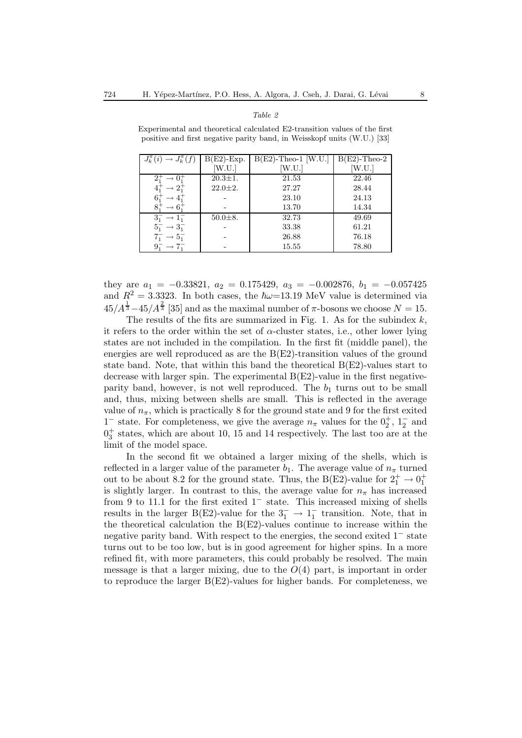*Table 2*

Experimental and theoretical calculated E2-transition values of the first positive and first negative parity band, in Weisskopf units (W.U.) [33]

| $J_k^\pi(i) \rightarrow J_k^\pi(f)$ | B(E2)-Exp. [W.U.] | B(E2)-Theo-1 [W.U.] [W.U.] | B(E2)-Theo-2 [W.U.] |
|---|---|---|---|
| $2_1^+ \rightarrow 0_1^+$ | 20.3±1. | 21.53 | 22.46 |
| $4_1^+ \rightarrow 2_1^+$ | 22.0±2. | 27.27 | 28.44 |
| $6_1^+ \rightarrow 4_1^+$ | - | 23.10 | 24.13 |
| $8_1^+ \rightarrow 6_1^+$ | - | 13.70 | 14.34 |
| $3_1^- \rightarrow 1_1^-$ | 50.0±8. | 32.73 | 49.69 |
| $5_1^- \rightarrow 3_1^-$ | - | 33.38 | 61.21 |
| $7_1^- \rightarrow 5_1^-$ | - | 26.88 | 76.18 |
| $9_1^- \rightarrow 7_1^-$ | - | 15.55 | 78.80 |

they are $a_1 = -0.33821$, $a_2 = 0.175429$, $a_3 = -0.002876$, $b_1 = -0.057425$ and $R^2 = 3.3323$. In both cases, the $\hbar\omega$=13.19 MeV value is determined via $45/A^{\frac{1}{3}} - 45/A^{\frac{2}{3}}$ [35] and as the maximal number of $\pi$-bosons we choose $N = 15$.

The results of the fits are summarized in Fig. 1. As for the subindex $k$, it refers to the order within the set of $\alpha$-cluster states, i.e., other lower lying states are not included in the compilation. In the first fit (middle panel), the energies are well reproduced as are the B(E2)-transition values of the ground state band. Note, that within this band the theoretical B(E2)-values start to decrease with larger spin. The experimental B(E2)-value in the first negative-parity band, however, is not well reproduced. The $b_1$ turns out to be small and, thus, mixing between shells are small. This is reflected in the average value of $n_\pi$, which is practically 8 for the ground state and 9 for the first exited $1^-$ state. For completeness, we give the average $n_\pi$ values for the $0_2^+$, $1_2^-$ and $0_3^+$ states, which are about 10, 15 and 14 respectively. The last too are at the limit of the model space.

In the second fit we obtained a larger mixing of the shells, which is reflected in a larger value of the parameter $b_1$. The average value of $n_\pi$ turned out to be about 8.2 for the ground state. Thus, the B(E2)-value for $2_1^+ \rightarrow 0_1^+$ is slightly larger. In contrast to this, the average value for $n_\pi$ has increased from 9 to 11.1 for the first exited $1^-$ state. This increased mixing of shells results in the larger B(E2)-value for the $3_1^- \rightarrow 1_1^-$ transition. Note, that in the theoretical calculation the B(E2)-values continue to increase within the negative parity band. With respect to the energies, the second exited $1^-$ state turns out to be too low, but is in good agreement for higher spins. In a more refined fit, with more parameters, this could probably be resolved. The main message is that a larger mixing, due to the $O(4)$ part, is important in order to reproduce the larger B(E2)-values for higher bands. For completeness, we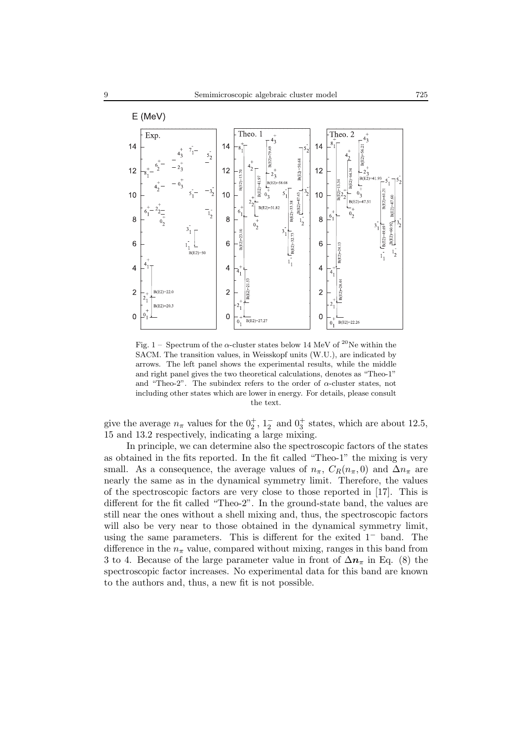E (MeV)

Exp.

Theo. 1

Theo. 2

14

12

10

8

6

4

2

0

B(E2)=22.0

B(E2)=20.3

B(E2)=50

B(E2)=27.27

B(E2)=21.53

B(E2)=23.10

B(E2)=13.70

B(E2)=41.97

B(E2)=79.49

B(E2)=58.08

B(E2)=31.82

B(E2)=33.38

B(E2)=47.43

B(E2)=50.68

B(E2)=32.73

B(E2)=22.26

B(E2)=28.44

B(E2)=24.13

B(E2)=13.34

B(E2)=64.34

B(E2)=56.21

B(E2)=41.93

B(E2)=47.51

B(E2)=61.21

B(E2)=47.60

B(E2)=49.69

B(E2)=60.92

Fig. 1 – Spectrum of the $\alpha$-cluster states below 14 MeV of $^{20}$Ne within the SACM. The transition values, in Weisskopf units (W.U.), are indicated by arrows. The left panel shows the experimental results, while the middle and right panel gives the two theoretical calculations, denotes as "Theo-1" and "Theo-2". The subindex refers to the order of $\alpha$-cluster states, not including other states which are lower in energy. For details, please consult the text.

give the average $n_\pi$ values for the $0_2^+$, $1_2^-$ and $0_3^+$ states, which are about 12.5, 15 and 13.2 respectively, indicating a large mixing.

In principle, we can determine also the spectroscopic factors of the states as obtained in the fits reported. In the fit called "Theo-1" the mixing is very small. As a consequence, the average values of $n_\pi$, $C_R(n_\pi, 0)$ and $\Delta n_\pi$ are nearly the same as in the dynamical symmetry limit. Therefore, the values of the spectroscopic factors are very close to those reported in [17]. This is different for the fit called "Theo-2". In the ground-state band, the values are still near the ones without a shell mixing and, thus, the spectroscopic factors will also be very near to those obtained in the dynamical symmetry limit, using the same parameters. This is different for the exited $1^-$ band. The difference in the $n_\pi$ value, compared without mixing, ranges in this band from 3 to 4. Because of the large parameter value in front of $\boldsymbol{\Delta n_\pi}$ in Eq. (8) the spectroscopic factor increases. No experimental data for this band are known to the authors and, thus, a new fit is not possible.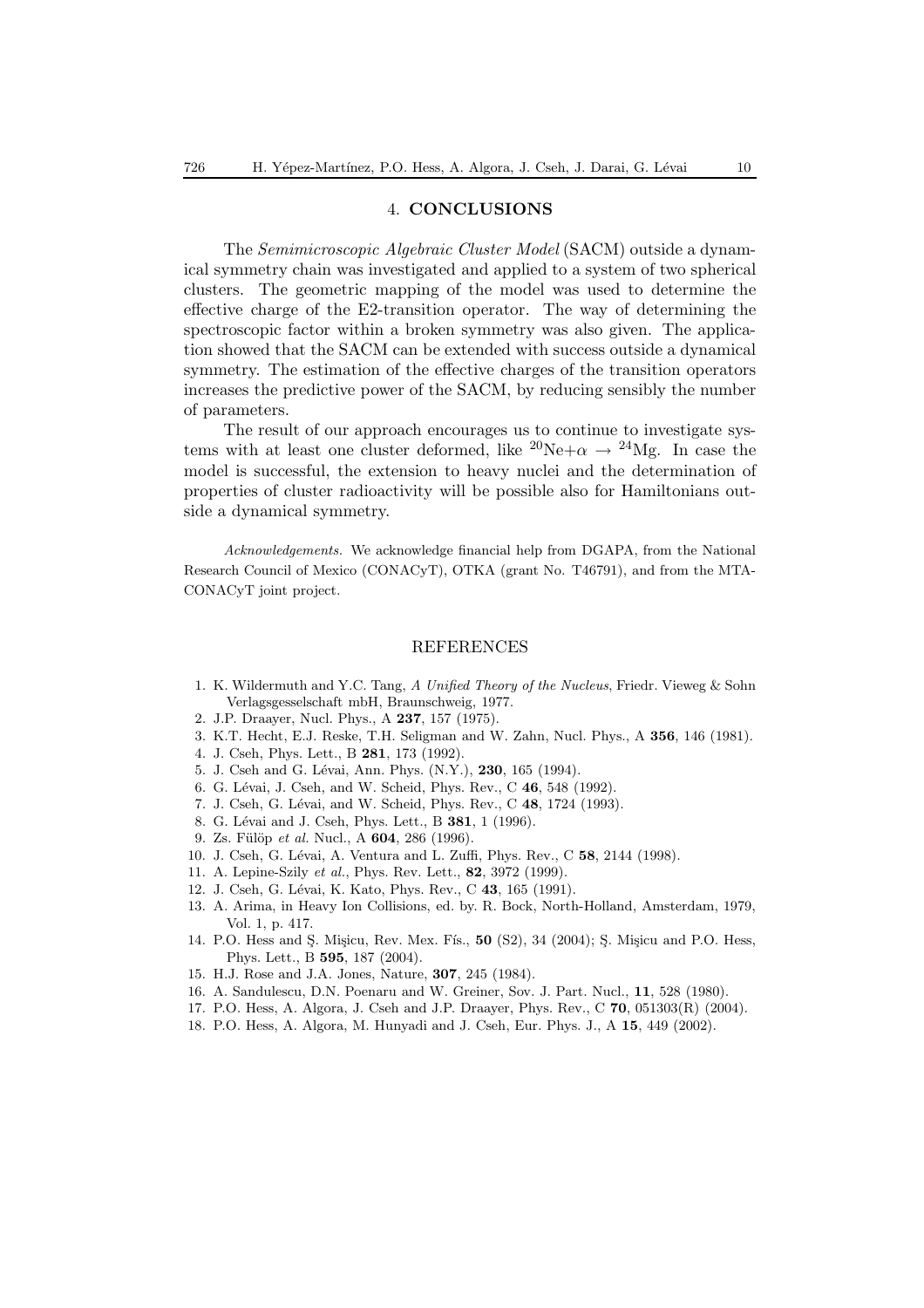## 4. **CONCLUSIONS**

The *Semimicroscopic Algebraic Cluster Model* (SACM) outside a dynamical symmetry chain was investigated and applied to a system of two spherical clusters. The geometric mapping of the model was used to determine the effective charge of the E2-transition operator. The way of determining the spectroscopic factor within a broken symmetry was also given. The application showed that the SACM can be extended with success outside a dynamical symmetry. The estimation of the effective charges of the transition operators increases the predictive power of the SACM, by reducing sensibly the number of parameters.

The result of our approach encourages us to continue to investigate systems with at least one cluster deformed, like $^{20}$Ne+$\alpha \rightarrow$ $^{24}$Mg. In case the model is successful, the extension to heavy nuclei and the determination of properties of cluster radioactivity will be possible also for Hamiltonians outside a dynamical symmetry.

*Acknowledgements.* We acknowledge financial help from DGAPA, from the National Research Council of Mexico (CONACyT), OTKA (grant No. T46791), and from the MTA-CONACyT joint project.

## REFERENCES

1. K. Wildermuth and Y.C. Tang, *A Unified Theory of the Nucleus*, Friedr. Vieweg & Sohn Verlagsgesselschaft mbH, Braunschweig, 1977.
2. J.P. Draayer, Nucl. Phys., A **237**, 157 (1975).
3. K.T. Hecht, E.J. Reske, T.H. Seligman and W. Zahn, Nucl. Phys., A **356**, 146 (1981).
4. J. Cseh, Phys. Lett., B **281**, 173 (1992).
5. J. Cseh and G. Lévai, Ann. Phys. (N.Y.), **230**, 165 (1994).
6. G. Lévai, J. Cseh, and W. Scheid, Phys. Rev., C **46**, 548 (1992).
7. J. Cseh, G. Lévai, and W. Scheid, Phys. Rev., C **48**, 1724 (1993).
8. G. Lévai and J. Cseh, Phys. Lett., B **381**, 1 (1996).
9. Zs. Fülöp *et al.* Nucl., A **604**, 286 (1996).
10. J. Cseh, G. Lévai, A. Ventura and L. Zuffi, Phys. Rev., C **58**, 2144 (1998).
11. A. Lepine-Szily *et al.*, Phys. Rev. Lett., **82**, 3972 (1999).
12. J. Cseh, G. Lévai, K. Kato, Phys. Rev., C **43**, 165 (1991).
13. A. Arima, in Heavy Ion Collisions, ed. by. R. Bock, North-Holland, Amsterdam, 1979, Vol. 1, p. 417.
14. P.O. Hess and Ş. Mişicu, Rev. Mex. Fís., **50** (S2), 34 (2004); Ş. Mişicu and P.O. Hess, Phys. Lett., B **595**, 187 (2004).
15. H.J. Rose and J.A. Jones, Nature, **307**, 245 (1984).
16. A. Sandulescu, D.N. Poenaru and W. Greiner, Sov. J. Part. Nucl., **11**, 528 (1980).
17. P.O. Hess, A. Algora, J. Cseh and J.P. Draayer, Phys. Rev., C **70**, 051303(R) (2004).
18. P.O. Hess, A. Algora, M. Hunyadi and J. Cseh, Eur. Phys. J., A **15**, 449 (2002).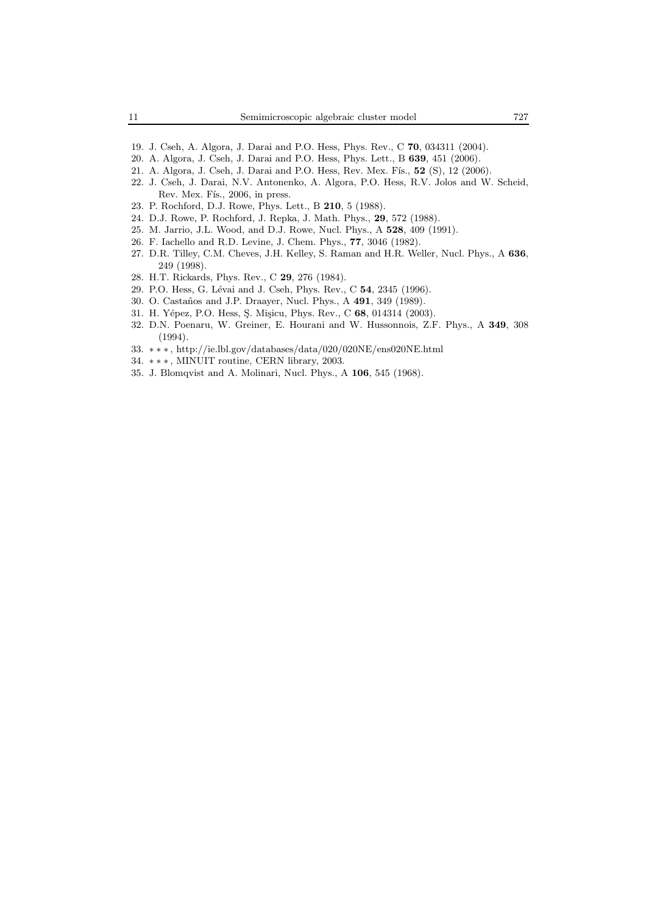19. J. Cseh, A. Algora, J. Darai and P.O. Hess, Phys. Rev., C **70**, 034311 (2004).
20. A. Algora, J. Cseh, J. Darai and P.O. Hess, Phys. Lett., B **639**, 451 (2006).
21. A. Algora, J. Cseh, J. Darai and P.O. Hess, Rev. Mex. Fís., **52** (S), 12 (2006).
22. J. Cseh, J. Darai, N.V. Antonenko, A. Algora, P.O. Hess, R.V. Jolos and W. Scheid, Rev. Mex. Fís., 2006, in press.
23. P. Rochford, D.J. Rowe, Phys. Lett., B **210**, 5 (1988).
24. D.J. Rowe, P. Rochford, J. Repka, J. Math. Phys., **29**, 572 (1988).
25. M. Jarrio, J.L. Wood, and D.J. Rowe, Nucl. Phys., A **528**, 409 (1991).
26. F. Iachello and R.D. Levine, J. Chem. Phys., **77**, 3046 (1982).
27. D.R. Tilley, C.M. Cheves, J.H. Kelley, S. Raman and H.R. Weller, Nucl. Phys., A **636**, 249 (1998).
28. H.T. Rickards, Phys. Rev., C **29**, 276 (1984).
29. P.O. Hess, G. Lévai and J. Cseh, Phys. Rev., C **54**, 2345 (1996).
30. O. Castaños and J.P. Draayer, Nucl. Phys., A **491**, 349 (1989).
31. H. Yépez, P.O. Hess, Ş. Mişicu, Phys. Rev., C **68**, 014314 (2003).
32. D.N. Poenaru, W. Greiner, E. Hourani and W. Hussonnois, Z.F. Phys., A **349**, 308 (1994).
33. ∗ ∗ ∗, http://ie.lbl.gov/databases/data/020/020NE/ens020NE.html
34. ∗ ∗ ∗, MINUIT routine, CERN library, 2003.
35. J. Blomqvist and A. Molinari, Nucl. Phys., A **106**, 545 (1968).